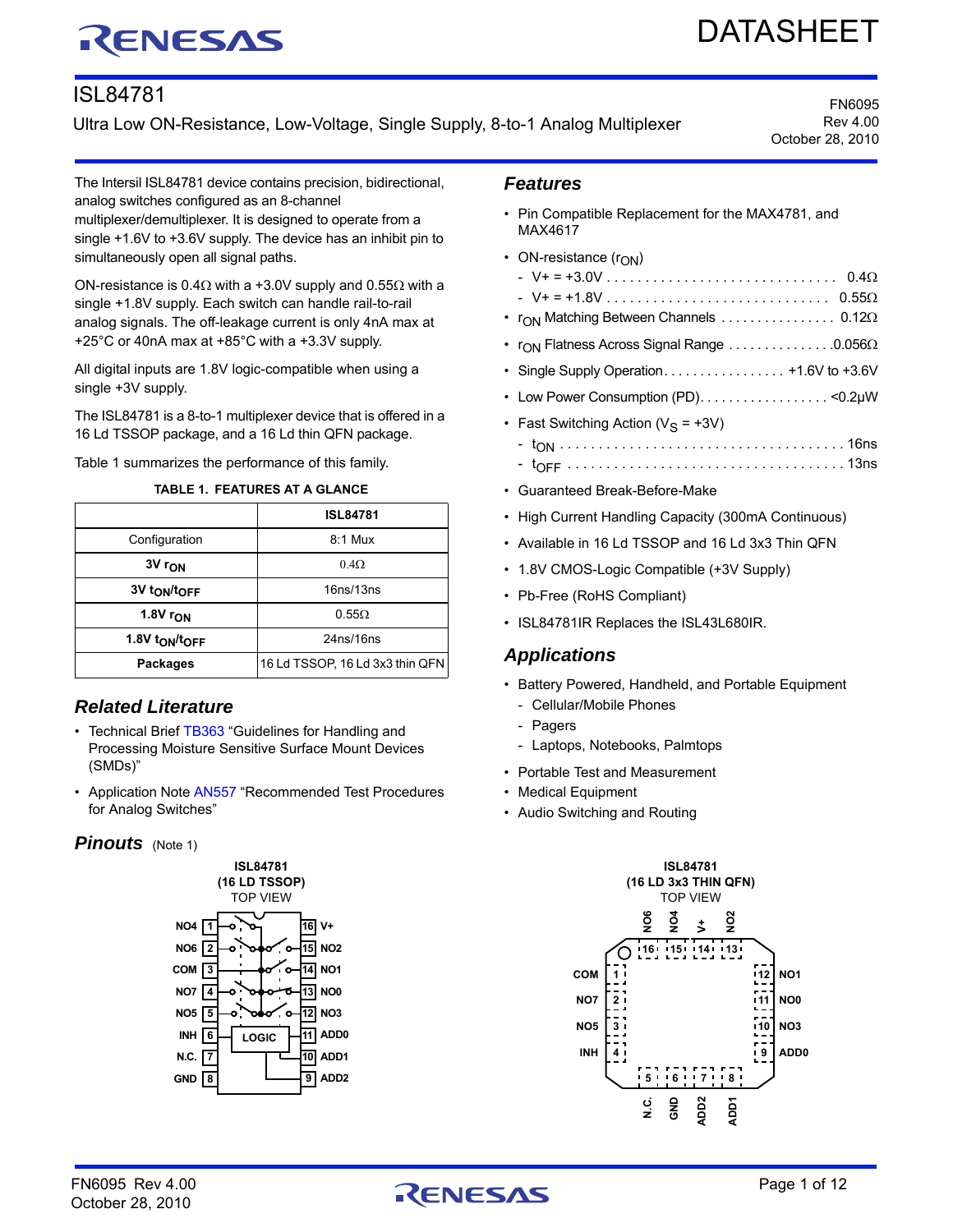# ISL84781

Ultra Low ON-Resistance, Low-Voltage, Single Supply, 8-to-1 Analog Multiplexer

FN6095
Rev 4.00
October 28, 2010

The Intersil ISL84781 device contains precision, bidirectional, analog switches configured as an 8-channel multiplexer/demultiplexer. It is designed to operate from a single +1.6V to +3.6V supply. The device has an inhibit pin to simultaneously open all signal paths.

ON-resistance is 0.4Ω with a +3.0V supply and 0.55Ω with a single +1.8V supply. Each switch can handle rail-to-rail analog signals. The off-leakage current is only 4nA max at +25°C or 40nA max at +85°C with a +3.3V supply.

All digital inputs are 1.8V logic-compatible when using a single +3V supply.

The ISL84781 is a 8-to-1 multiplexer device that is offered in a 16 Ld TSSOP package, and a 16 Ld thin QFN package.

Table 1 summarizes the performance of this family.

**TABLE 1. FEATURES AT A GLANCE**

| | ISL84781 |
|---|---|
| Configuration | 8:1 Mux |
| **3V $r_{ON}$** | 0.4Ω |
| **3V $t_{ON}/t_{OFF}$** | 16ns/13ns |
| **1.8V $r_{ON}$** | 0.55Ω |
| **1.8V $t_{ON}/t_{OFF}$** | 24ns/16ns |
| **Packages** | 16 Ld TSSOP, 16 Ld 3x3 thin QFN |

## Related Literature

- Technical Brief TB363 "Guidelines for Handling and Processing Moisture Sensitive Surface Mount Devices (SMDs)"
- Application Note AN557 "Recommended Test Procedures for Analog Switches"

## Features

- Pin Compatible Replacement for the MAX4781, and MAX4617
- ON-resistance ($r_{ON}$)
  - V+ = +3.0V . . . . . . . . . . . . . . . . . . . . . . . . . . . . . . 0.4Ω
  - V+ = +1.8V . . . . . . . . . . . . . . . . . . . . . . . . . . . . . 0.55Ω
- $r_{ON}$ Matching Between Channels . . . . . . . . . . . . . . . . 0.12Ω
- $r_{ON}$ Flatness Across Signal Range . . . . . . . . . . . . . . .0.056Ω
- Single Supply Operation. . . . . . . . . . . . . . . . . +1.6V to +3.6V
- Low Power Consumption (PD). . . . . . . . . . . . . . . . . . <0.2µW
- Fast Switching Action ($V_S$ = +3V)
  - $t_{ON}$ . . . . . . . . . . . . . . . . . . . . . . . . . . . . . . . . . . . . . 16ns
  - $t_{OFF}$ . . . . . . . . . . . . . . . . . . . . . . . . . . . . . . . . . . . . 13ns
- Guaranteed Break-Before-Make
- High Current Handling Capacity (300mA Continuous)
- Available in 16 Ld TSSOP and 16 Ld 3x3 Thin QFN
- 1.8V CMOS-Logic Compatible (+3V Supply)
- Pb-Free (RoHS Compliant)
- ISL84781IR Replaces the ISL43L680IR.

## Applications

- Battery Powered, Handheld, and Portable Equipment
  - Cellular/Mobile Phones
  - Pagers
  - Laptops, Notebooks, Palmtops
- Portable Test and Measurement
- Medical Equipment
- Audio Switching and Routing

## Pinouts (Note 1)

**ISL84781 (16 LD TSSOP) TOP VIEW**

| Pin | Name | Pin | Name |
|---|---|---|---|
| 1 | NO4 | 16 | V+ |
| 2 | NO6 | 15 | NO2 |
| 3 | COM | 14 | NO1 |
| 4 | NO7 | 13 | NO0 |
| 5 | NO5 | 12 | NO3 |
| 6 | INH | 11 | ADD0 |
| 7 | N.C. | 10 | ADD1 |
| 8 | GND | 9 | ADD2 |

**ISL84781 (16 LD 3x3 THIN QFN) TOP VIEW**

| Pin | Name |
|---|---|
| 1 | COM |
| 2 | NO7 |
| 3 | NO5 |
| 4 | INH |
| 5 | N.C. |
| 6 | GND |
| 7 | ADD2 |
| 8 | ADD1 |
| 9 | ADD0 |
| 10 | NO3 |
| 11 | NO0 |
| 12 | NO1 |
| 13 | NO2 |
| 14 | V+ |
| 15 | NO4 |
| 16 | NO6 |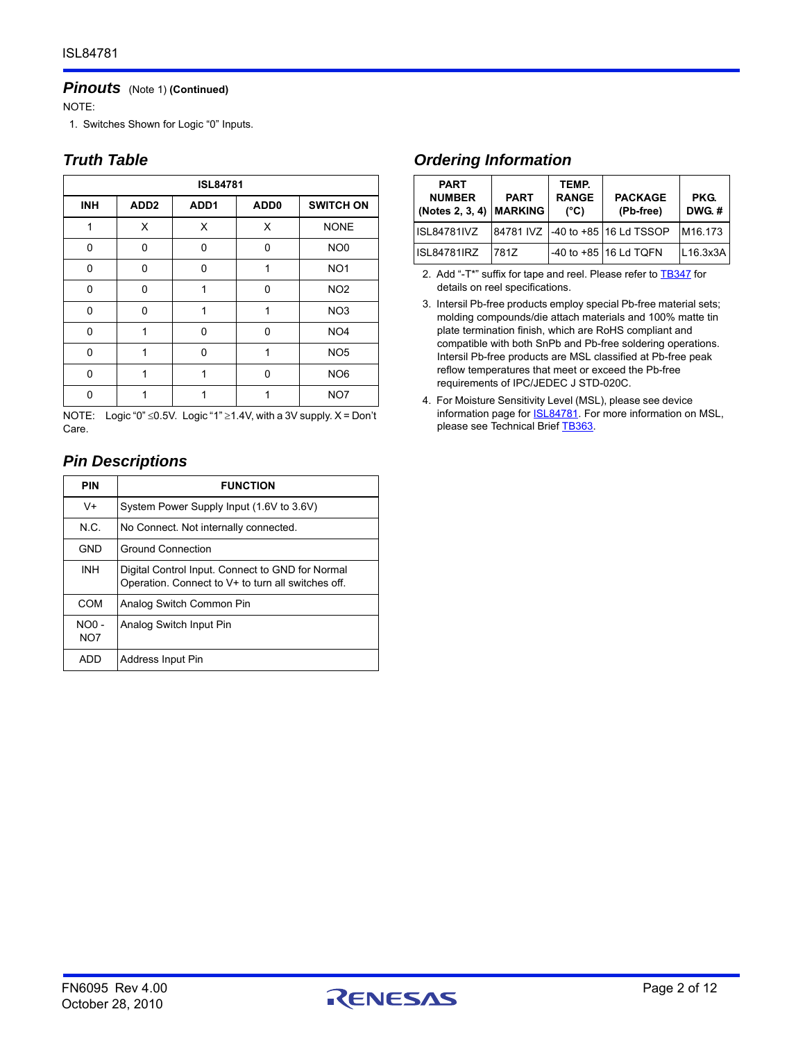## *Pinouts* (Note 1) **(Continued)**

NOTE:

1. Switches Shown for Logic "0" Inputs.

## *Truth Table*

| ISL84781 | | | | |
|---|---|---|---|---|
| **INH** | **ADD2** | **ADD1** | **ADD0** | **SWITCH ON** |
| 1 | X | X | X | NONE |
| 0 | 0 | 0 | 0 | NO0 |
| 0 | 0 | 0 | 1 | NO1 |
| 0 | 0 | 1 | 0 | NO2 |
| 0 | 0 | 1 | 1 | NO3 |
| 0 | 1 | 0 | 0 | NO4 |
| 0 | 1 | 0 | 1 | NO5 |
| 0 | 1 | 1 | 0 | NO6 |
| 0 | 1 | 1 | 1 | NO7 |

NOTE: Logic "0" ≤0.5V. Logic "1" ≥1.4V, with a 3V supply. X = Don't Care.

## *Pin Descriptions*

| PIN | FUNCTION |
|---|---|
| V+ | System Power Supply Input (1.6V to 3.6V) |
| N.C. | No Connect. Not internally connected. |
| GND | Ground Connection |
| INH | Digital Control Input. Connect to GND for Normal Operation. Connect to V+ to turn all switches off. |
| COM | Analog Switch Common Pin |
| NO0 - NO7 | Analog Switch Input Pin |
| ADD | Address Input Pin |

## *Ordering Information*

| PART NUMBER (Notes 2, 3, 4) | PART MARKING | TEMP. RANGE (°C) | PACKAGE (Pb-free) | PKG. DWG. # |
|---|---|---|---|---|
| ISL84781IVZ | 84781 IVZ | -40 to +85 | 16 Ld TSSOP | M16.173 |
| ISL84781IRZ | 781Z | -40 to +85 | 16 Ld TQFN | L16.3x3A |

2. Add "-T*" suffix for tape and reel. Please refer to TB347 for details on reel specifications.
3. Intersil Pb-free products employ special Pb-free material sets; molding compounds/die attach materials and 100% matte tin plate termination finish, which are RoHS compliant and compatible with both SnPb and Pb-free soldering operations. Intersil Pb-free products are MSL classified at Pb-free peak reflow temperatures that meet or exceed the Pb-free requirements of IPC/JEDEC J STD-020C.
4. For Moisture Sensitivity Level (MSL), please see device information page for ISL84781. For more information on MSL, please see Technical Brief TB363.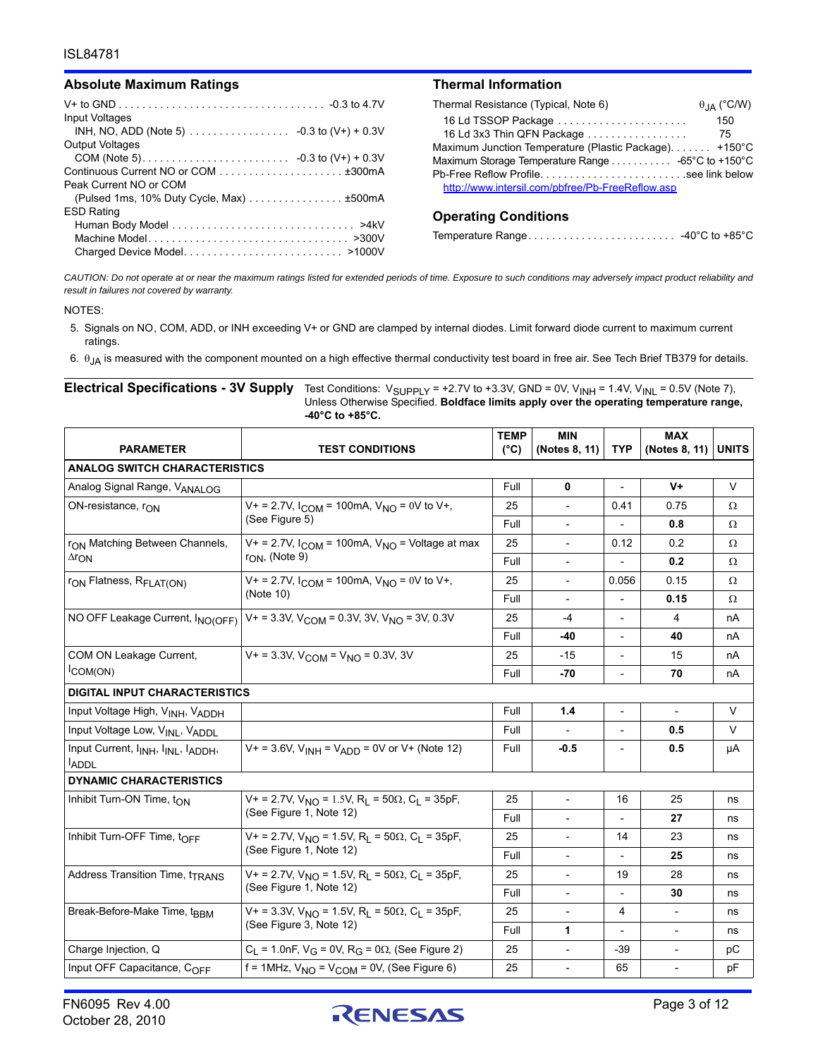## Absolute Maximum Ratings

V+ to GND . . . . . . . . . . . . . . . . . . . . . . . . . . . . . . . . . . . -0.3 to 4.7V
Input Voltages
  INH, NO, ADD (Note 5) . . . . . . . . . . . . . . . . . -0.3 to (V+) + 0.3V
Output Voltages
  COM (Note 5). . . . . . . . . . . . . . . . . . . . . . . . . -0.3 to (V+) + 0.3V
Continuous Current NO or COM . . . . . . . . . . . . . . . . . . . . . ±300mA
Peak Current NO or COM
  (Pulsed 1ms, 10% Duty Cycle, Max) . . . . . . . . . . . . . . . . ±500mA
ESD Rating
  Human Body Model . . . . . . . . . . . . . . . . . . . . . . . . . . . . . . . >4kV
  Machine Model. . . . . . . . . . . . . . . . . . . . . . . . . . . . . . . . . . >300V
  Charged Device Model. . . . . . . . . . . . . . . . . . . . . . . . . . . >1000V

## Thermal Information

| Thermal Resistance (Typical, Note 6) | $\theta_{JA}$ (°C/W) |
|---|---|
| 16 Ld TSSOP Package | 150 |
| 16 Ld 3x3 Thin QFN Package | 75 |

Maximum Junction Temperature (Plastic Package). . . . . . . +150°C
Maximum Storage Temperature Range . . . . . . . . . . . -65°C to +150°C
Pb-Free Reflow Profile. . . . . . . . . . . . . . . . . . . . . . . . . .see link below
http://www.intersil.com/pbfree/Pb-FreeReflow.asp

## Operating Conditions

Temperature Range. . . . . . . . . . . . . . . . . . . . . . . . . -40°C to +85°C

*CAUTION: Do not operate at or near the maximum ratings listed for extended periods of time. Exposure to such conditions may adversely impact product reliability and result in failures not covered by warranty.*

NOTES:

5. Signals on NO, COM, ADD, or INH exceeding V+ or GND are clamped by internal diodes. Limit forward diode current to maximum current ratings.
6. $\theta_{JA}$ is measured with the component mounted on a high effective thermal conductivity test board in free air. See Tech Brief TB379 for details.

## Electrical Specifications - 3V Supply

Test Conditions: $V_{SUPPLY}$ = +2.7V to +3.3V, GND = 0V, $V_{INH}$ = 1.4V, $V_{INL}$ = 0.5V (Note 7), Unless Otherwise Specified. **Boldface limits apply over the operating temperature range, -40°C to +85°C.**

| PARAMETER | TEST CONDITIONS | TEMP (°C) | MIN (Notes 8, 11) | TYP | MAX (Notes 8, 11) | UNITS |
|---|---|---|---|---|---|---|
| **ANALOG SWITCH CHARACTERISTICS** | | | | | | |
| Analog Signal Range, $V_{ANALOG}$ | | Full | **0** | - | **V+** | V |
| ON-resistance, $r_{ON}$ | V+ = 2.7V, $I_{COM}$ = 100mA, $V_{NO}$ = 0V to V+, (See Figure 5) | 25 | - | 0.41 | 0.75 | Ω |
| | | Full | - | - | **0.8** | Ω |
| $r_{ON}$ Matching Between Channels, $\Delta r_{ON}$ | V+ = 2.7V, $I_{COM}$ = 100mA, $V_{NO}$ = Voltage at max $r_{ON}$, (Note 9) | 25 | - | 0.12 | 0.2 | Ω |
| | | Full | - | - | **0.2** | Ω |
| $r_{ON}$ Flatness, $R_{FLAT(ON)}$ | V+ = 2.7V, $I_{COM}$ = 100mA, $V_{NO}$ = 0V to V+, (Note 10) | 25 | - | 0.056 | 0.15 | Ω |
| | | Full | - | - | **0.15** | Ω |
| NO OFF Leakage Current, $I_{NO(OFF)}$ | V+ = 3.3V, $V_{COM}$ = 0.3V, 3V, $V_{NO}$ = 3V, 0.3V | 25 | -4 | - | 4 | nA |
| | | Full | **-40** | - | **40** | nA |
| COM ON Leakage Current, $I_{COM(ON)}$ | V+ = 3.3V, $V_{COM}$ = $V_{NO}$ = 0.3V, 3V | 25 | -15 | - | 15 | nA |
| | | Full | **-70** | - | **70** | nA |
| **DIGITAL INPUT CHARACTERISTICS** | | | | | | |
| Input Voltage High, $V_{INH}$, $V_{ADDH}$ | | Full | **1.4** | - | - | V |
| Input Voltage Low, $V_{INL}$, $V_{ADDL}$ | | Full | - | - | **0.5** | V |
| Input Current, $I_{INH}$, $I_{INL}$, $I_{ADDH}$, $I_{ADDL}$ | V+ = 3.6V, $V_{INH}$ = $V_{ADD}$ = 0V or V+ (Note 12) | Full | **-0.5** | - | **0.5** | µA |
| **DYNAMIC CHARACTERISTICS** | | | | | | |
| Inhibit Turn-ON Time, $t_{ON}$ | V+ = 2.7V, $V_{NO}$ = 1.5V, $R_L$ = 50Ω, $C_L$ = 35pF, (See Figure 1, Note 12) | 25 | - | 16 | 25 | ns |
| | | Full | - | - | **27** | ns |
| Inhibit Turn-OFF Time, $t_{OFF}$ | V+ = 2.7V, $V_{NO}$ = 1.5V, $R_L$ = 50Ω, $C_L$ = 35pF, (See Figure 1, Note 12) | 25 | - | 14 | 23 | ns |
| | | Full | - | - | **25** | ns |
| Address Transition Time, $t_{TRANS}$ | V+ = 2.7V, $V_{NO}$ = 1.5V, $R_L$ = 50Ω, $C_L$ = 35pF, (See Figure 1, Note 12) | 25 | - | 19 | 28 | ns |
| | | Full | - | - | **30** | ns |
| Break-Before-Make Time, $t_{BBM}$ | V+ = 3.3V, $V_{NO}$ = 1.5V, $R_L$ = 50Ω, $C_L$ = 35pF, (See Figure 3, Note 12) | 25 | - | 4 | - | ns |
| | | Full | **1** | - | - | ns |
| Charge Injection, Q | $C_L$ = 1.0nF, $V_G$ = 0V, $R_G$ = 0Ω, (See Figure 2) | 25 | - | -39 | - | pC |
| Input OFF Capacitance, $C_{OFF}$ | f = 1MHz, $V_{NO}$ = $V_{COM}$ = 0V, (See Figure 6) | 25 | - | 65 | - | pF |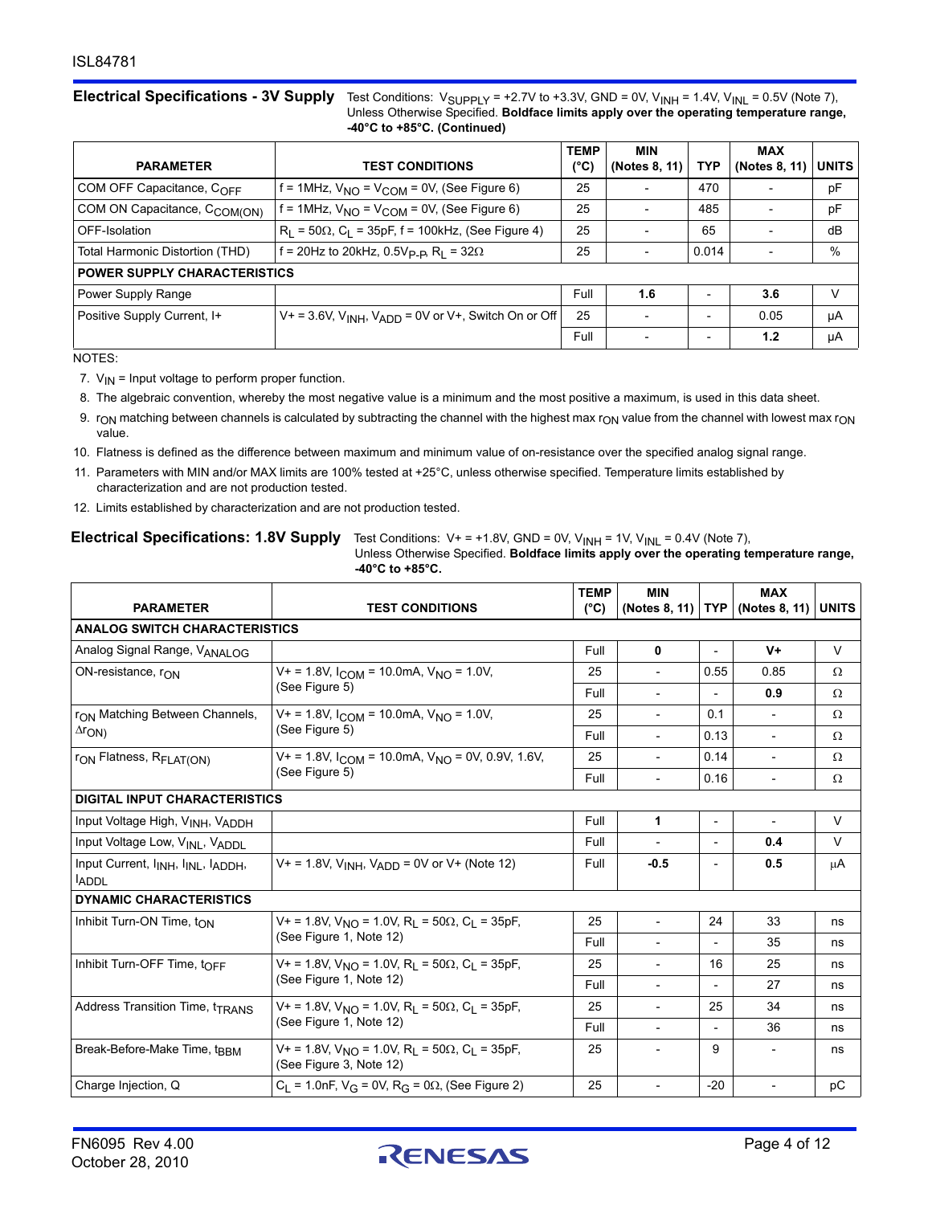## Electrical Specifications - 3V Supply

Test Conditions: $V_{SUPPLY}$ = +2.7V to +3.3V, GND = 0V, $V_{INH}$ = 1.4V, $V_{INL}$ = 0.5V (Note 7), Unless Otherwise Specified. **Boldface limits apply over the operating temperature range, -40°C to +85°C. (Continued)**

| PARAMETER | TEST CONDITIONS | TEMP (°C) | MIN (Notes 8, 11) | TYP | MAX (Notes 8, 11) | UNITS |
|---|---|---|---|---|---|---|
| COM OFF Capacitance, $C_{OFF}$ | f = 1MHz, $V_{NO}$ = $V_{COM}$ = 0V, (See Figure 6) | 25 | - | 470 | - | pF |
| COM ON Capacitance, $C_{COM(ON)}$ | f = 1MHz, $V_{NO}$ = $V_{COM}$ = 0V, (See Figure 6) | 25 | - | 485 | - | pF |
| OFF-Isolation | $R_L$ = 50Ω, $C_L$ = 35pF, f = 100kHz, (See Figure 4) | 25 | - | 65 | - | dB |
| Total Harmonic Distortion (THD) | f = 20Hz to 20kHz, $0.5V_{P-P}$, $R_L$ = 32Ω | 25 | - | 0.014 | - | % |
| **POWER SUPPLY CHARACTERISTICS** | | | | | | |
| Power Supply Range | | Full | **1.6** | - | **3.6** | V |
| Positive Supply Current, I+ | V+ = 3.6V, $V_{INH}$, $V_{ADD}$ = 0V or V+, Switch On or Off | 25 | - | - | 0.05 | µA |
| | | Full | - | - | **1.2** | µA |

NOTES:

7. $V_{IN}$ = Input voltage to perform proper function.
8. The algebraic convention, whereby the most negative value is a minimum and the most positive a maximum, is used in this data sheet.
9. $r_{ON}$ matching between channels is calculated by subtracting the channel with the highest max $r_{ON}$ value from the channel with lowest max $r_{ON}$ value.
10. Flatness is defined as the difference between maximum and minimum value of on-resistance over the specified analog signal range.
11. Parameters with MIN and/or MAX limits are 100% tested at +25°C, unless otherwise specified. Temperature limits established by characterization and are not production tested.
12. Limits established by characterization and are not production tested.

## Electrical Specifications: 1.8V Supply

Test Conditions: V+ = +1.8V, GND = 0V, $V_{INH}$ = 1V, $V_{INL}$ = 0.4V (Note 7), Unless Otherwise Specified. **Boldface limits apply over the operating temperature range, -40°C to +85°C.**

| PARAMETER | TEST CONDITIONS | TEMP (°C) | MIN (Notes 8, 11) | TYP | MAX (Notes 8, 11) | UNITS |
|---|---|---|---|---|---|---|
| **ANALOG SWITCH CHARACTERISTICS** | | | | | | |
| Analog Signal Range, $V_{ANALOG}$ | | Full | **0** | - | **V+** | V |
| ON-resistance, $r_{ON}$ | V+ = 1.8V, $I_{COM}$ = 10.0mA, $V_{NO}$ = 1.0V, (See Figure 5) | 25 | - | 0.55 | 0.85 | Ω |
| | | Full | - | - | **0.9** | Ω |
| $r_{ON}$ Matching Between Channels, $\Delta r_{ON}$) | V+ = 1.8V, $I_{COM}$ = 10.0mA, $V_{NO}$ = 1.0V, (See Figure 5) | 25 | - | 0.1 | - | Ω |
| | | Full | - | 0.13 | - | Ω |
| $r_{ON}$ Flatness, $R_{FLAT(ON)}$ | V+ = 1.8V, $I_{COM}$ = 10.0mA, $V_{NO}$ = 0V, 0.9V, 1.6V, (See Figure 5) | 25 | - | 0.14 | - | Ω |
| | | Full | - | 0.16 | - | Ω |
| **DIGITAL INPUT CHARACTERISTICS** | | | | | | |
| Input Voltage High, $V_{INH}$, $V_{ADDH}$ | | Full | **1** | - | - | V |
| Input Voltage Low, $V_{INL}$, $V_{ADDL}$ | | Full | - | - | **0.4** | V |
| Input Current, $I_{INH}$, $I_{INL}$, $I_{ADDH}$, $I_{ADDL}$ | V+ = 1.8V, $V_{INH}$, $V_{ADD}$ = 0V or V+ (Note 12) | Full | **-0.5** | - | **0.5** | µA |
| **DYNAMIC CHARACTERISTICS** | | | | | | |
| Inhibit Turn-ON Time, $t_{ON}$ | V+ = 1.8V, $V_{NO}$ = 1.0V, $R_L$ = 50Ω, $C_L$ = 35pF, (See Figure 1, Note 12) | 25 | - | 24 | 33 | ns |
| | | Full | - | - | 35 | ns |
| Inhibit Turn-OFF Time, $t_{OFF}$ | V+ = 1.8V, $V_{NO}$ = 1.0V, $R_L$ = 50Ω, $C_L$ = 35pF, (See Figure 1, Note 12) | 25 | - | 16 | 25 | ns |
| | | Full | - | - | 27 | ns |
| Address Transition Time, $t_{TRANS}$ | V+ = 1.8V, $V_{NO}$ = 1.0V, $R_L$ = 50Ω, $C_L$ = 35pF, (See Figure 1, Note 12) | 25 | - | 25 | 34 | ns |
| | | Full | - | - | 36 | ns |
| Break-Before-Make Time, $t_{BBM}$ | V+ = 1.8V, $V_{NO}$ = 1.0V, $R_L$ = 50Ω, $C_L$ = 35pF, (See Figure 3, Note 12) | 25 | - | 9 | - | ns |
| Charge Injection, Q | $C_L$ = 1.0nF, $V_G$ = 0V, $R_G$ = 0Ω, (See Figure 2) | 25 | - | -20 | - | pC |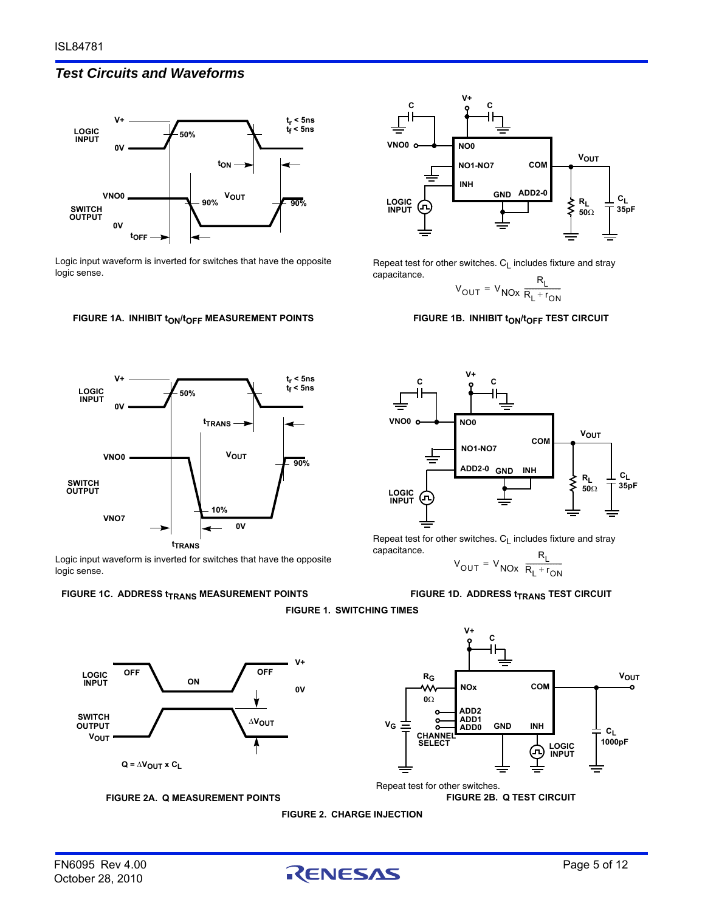## *Test Circuits and Waveforms*

Logic input waveform is inverted for switches that have the opposite logic sense.

**FIGURE 1A. INHIBIT $t_{ON}/t_{OFF}$ MEASUREMENT POINTS**

Repeat test for other switches. $C_L$ includes fixture and stray capacitance.

$$V_{OUT} = V_{NOx} \frac{R_L}{R_L + r_{ON}}$$

**FIGURE 1B. INHIBIT $t_{ON}/t_{OFF}$ TEST CIRCUIT**

Logic input waveform is inverted for switches that have the opposite logic sense.

**FIGURE 1C. ADDRESS $t_{TRANS}$ MEASUREMENT POINTS**

Repeat test for other switches. $C_L$ includes fixture and stray capacitance.

$$V_{OUT} = V_{NOx} \frac{R_L}{R_L + r_{ON}}$$

**FIGURE 1D. ADDRESS $t_{TRANS}$ TEST CIRCUIT**

**FIGURE 1. SWITCHING TIMES**

$Q = \Delta V_{OUT} \times C_L$

**FIGURE 2A. Q MEASUREMENT POINTS**

Repeat test for other switches.

**FIGURE 2B. Q TEST CIRCUIT**

**FIGURE 2. CHARGE INJECTION**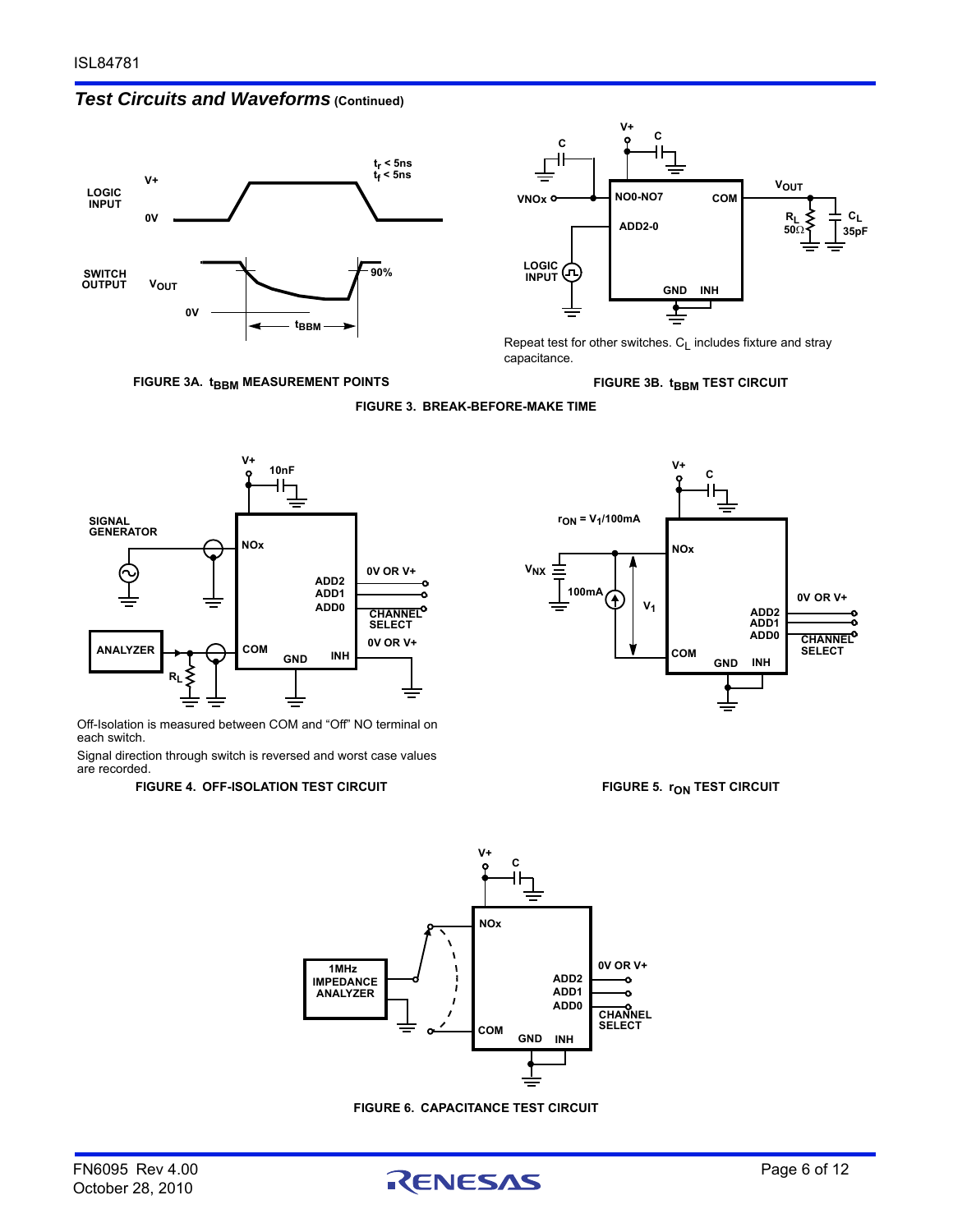## *Test Circuits and Waveforms* (Continued)

Repeat test for other switches. $C_L$ includes fixture and stray capacitance.

FIGURE 3A. $t_{BBM}$ MEASUREMENT POINTS

FIGURE 3B. $t_{BBM}$ TEST CIRCUIT

FIGURE 3. BREAK-BEFORE-MAKE TIME

Off-Isolation is measured between COM and "Off" NO terminal on each switch.

Signal direction through switch is reversed and worst case values are recorded.

FIGURE 4. OFF-ISOLATION TEST CIRCUIT

FIGURE 5. $r_{ON}$ TEST CIRCUIT

FIGURE 6. CAPACITANCE TEST CIRCUIT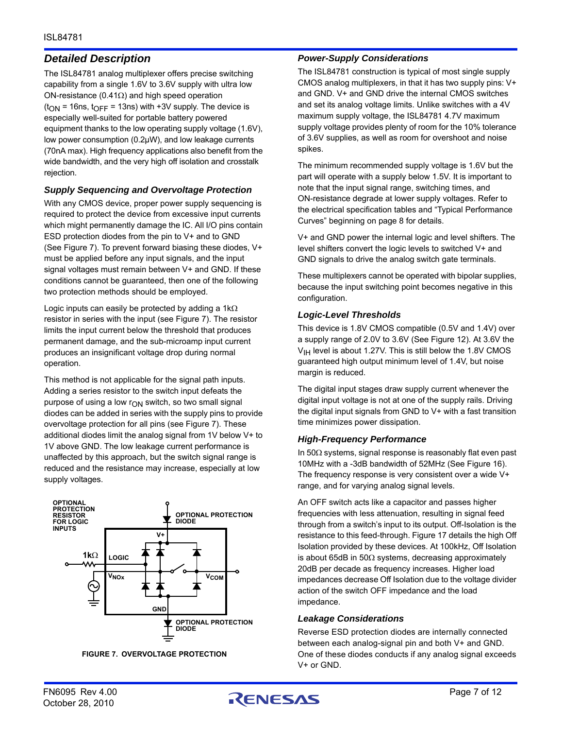## Detailed Description

The ISL84781 analog multiplexer offers precise switching capability from a single 1.6V to 3.6V supply with ultra low ON-resistance (0.41Ω) and high speed operation ($t_{ON}$ = 16ns, $t_{OFF}$ = 13ns) with +3V supply. The device is especially well-suited for portable battery powered equipment thanks to the low operating supply voltage (1.6V), low power consumption (0.2µW), and low leakage currents (70nA max). High frequency applications also benefit from the wide bandwidth, and the very high off isolation and crosstalk rejection.

### Supply Sequencing and Overvoltage Protection

With any CMOS device, proper power supply sequencing is required to protect the device from excessive input currents which might permanently damage the IC. All I/O pins contain ESD protection diodes from the pin to V+ and to GND (See Figure 7). To prevent forward biasing these diodes, V+ must be applied before any input signals, and the input signal voltages must remain between V+ and GND. If these conditions cannot be guaranteed, then one of the following two protection methods should be employed.

Logic inputs can easily be protected by adding a 1kΩ resistor in series with the input (see Figure 7). The resistor limits the input current below the threshold that produces permanent damage, and the sub-microamp input current produces an insignificant voltage drop during normal operation.

This method is not applicable for the signal path inputs. Adding a series resistor to the switch input defeats the purpose of using a low $r_{ON}$ switch, so two small signal diodes can be added in series with the supply pins to provide overvoltage protection for all pins (see Figure 7). These additional diodes limit the analog signal from 1V below V+ to 1V above GND. The low leakage current performance is unaffected by this approach, but the switch signal range is reduced and the resistance may increase, especially at low supply voltages.

OPTIONAL PROTECTION RESISTOR FOR LOGIC INPUTS; OPTIONAL PROTECTION DIODE; V+; 1kΩ; LOGIC; $V_{NOx}$; $V_{COM}$; GND; OPTIONAL PROTECTION DIODE

FIGURE 7. OVERVOLTAGE PROTECTION

### Power-Supply Considerations

The ISL84781 construction is typical of most single supply CMOS analog multiplexers, in that it has two supply pins: V+ and GND. V+ and GND drive the internal CMOS switches and set its analog voltage limits. Unlike switches with a 4V maximum supply voltage, the ISL84781 4.7V maximum supply voltage provides plenty of room for the 10% tolerance of 3.6V supplies, as well as room for overshoot and noise spikes.

The minimum recommended supply voltage is 1.6V but the part will operate with a supply below 1.5V. It is important to note that the input signal range, switching times, and ON-resistance degrade at lower supply voltages. Refer to the electrical specification tables and "Typical Performance Curves" beginning on page 8 for details.

V+ and GND power the internal logic and level shifters. The level shifters convert the logic levels to switched V+ and GND signals to drive the analog switch gate terminals.

These multiplexers cannot be operated with bipolar supplies, because the input switching point becomes negative in this configuration.

### Logic-Level Thresholds

This device is 1.8V CMOS compatible (0.5V and 1.4V) over a supply range of 2.0V to 3.6V (See Figure 12). At 3.6V the $V_{IH}$ level is about 1.27V. This is still below the 1.8V CMOS guaranteed high output minimum level of 1.4V, but noise margin is reduced.

The digital input stages draw supply current whenever the digital input voltage is not at one of the supply rails. Driving the digital input signals from GND to V+ with a fast transition time minimizes power dissipation.

### High-Frequency Performance

In 50Ω systems, signal response is reasonably flat even past 10MHz with a -3dB bandwidth of 52MHz (See Figure 16). The frequency response is very consistent over a wide V+ range, and for varying analog signal levels.

An OFF switch acts like a capacitor and passes higher frequencies with less attenuation, resulting in signal feed through from a switch's input to its output. Off-Isolation is the resistance to this feed-through. Figure 17 details the high Off Isolation provided by these devices. At 100kHz, Off Isolation is about 65dB in 50Ω systems, decreasing approximately 20dB per decade as frequency increases. Higher load impedances decrease Off Isolation due to the voltage divider action of the switch OFF impedance and the load impedance.

### Leakage Considerations

Reverse ESD protection diodes are internally connected between each analog-signal pin and both V+ and GND. One of these diodes conducts if any analog signal exceeds V+ or GND.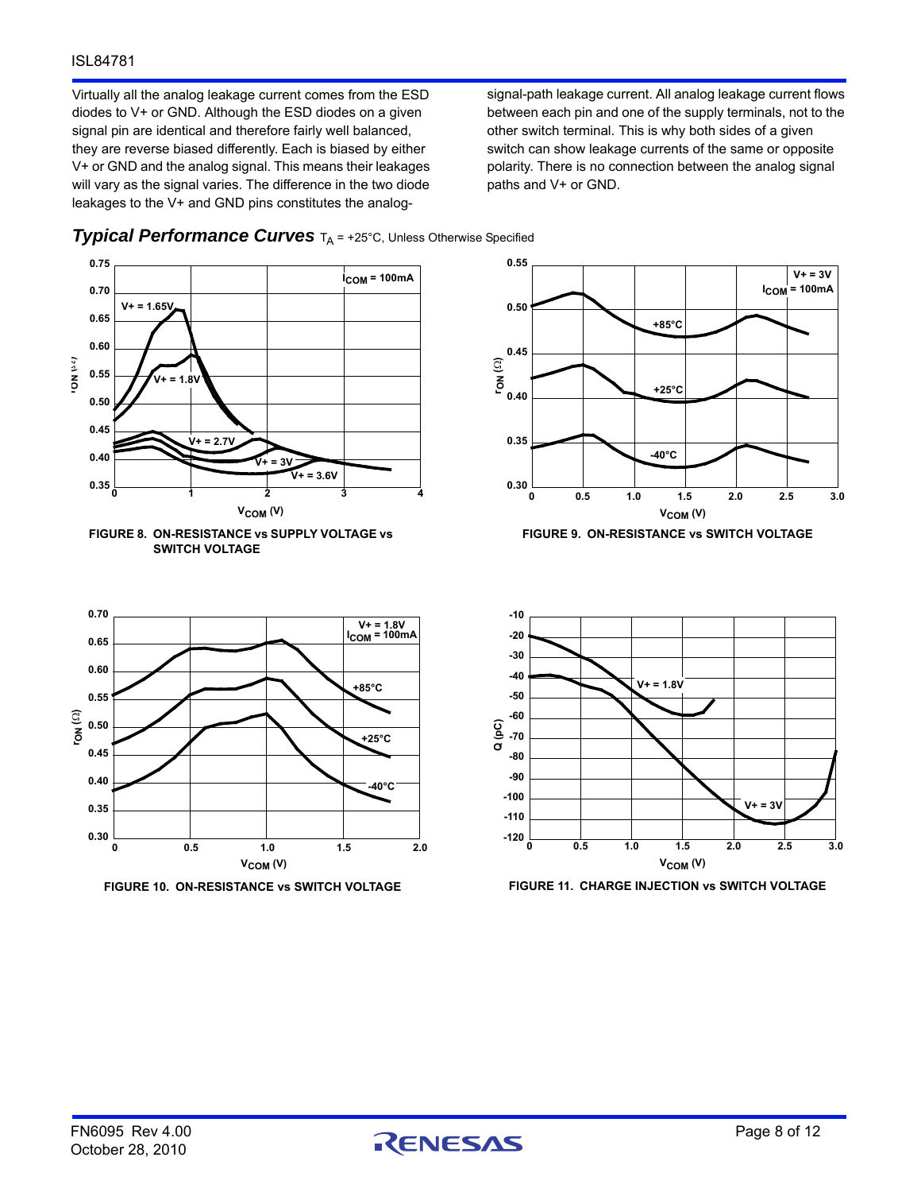Virtually all the analog leakage current comes from the ESD diodes to V+ or GND. Although the ESD diodes on a given signal pin are identical and therefore fairly well balanced, they are reverse biased differently. Each is biased by either V+ or GND and the analog signal. This means their leakages will vary as the signal varies. The difference in the two diode leakages to the V+ and GND pins constitutes the analog-signal-path leakage current. All analog leakage current flows between each pin and one of the supply terminals, not to the other switch terminal. This is why both sides of a given switch can show leakage currents of the same or opposite polarity. There is no connection between the analog signal paths and V+ or GND.

## *Typical Performance Curves* $T_A$ = +25°C, Unless Otherwise Specified

**FIGURE 8. ON-RESISTANCE vs SUPPLY VOLTAGE vs SWITCH VOLTAGE**

**FIGURE 9. ON-RESISTANCE vs SWITCH VOLTAGE**

**FIGURE 10. ON-RESISTANCE vs SWITCH VOLTAGE**

**FIGURE 11. CHARGE INJECTION vs SWITCH VOLTAGE**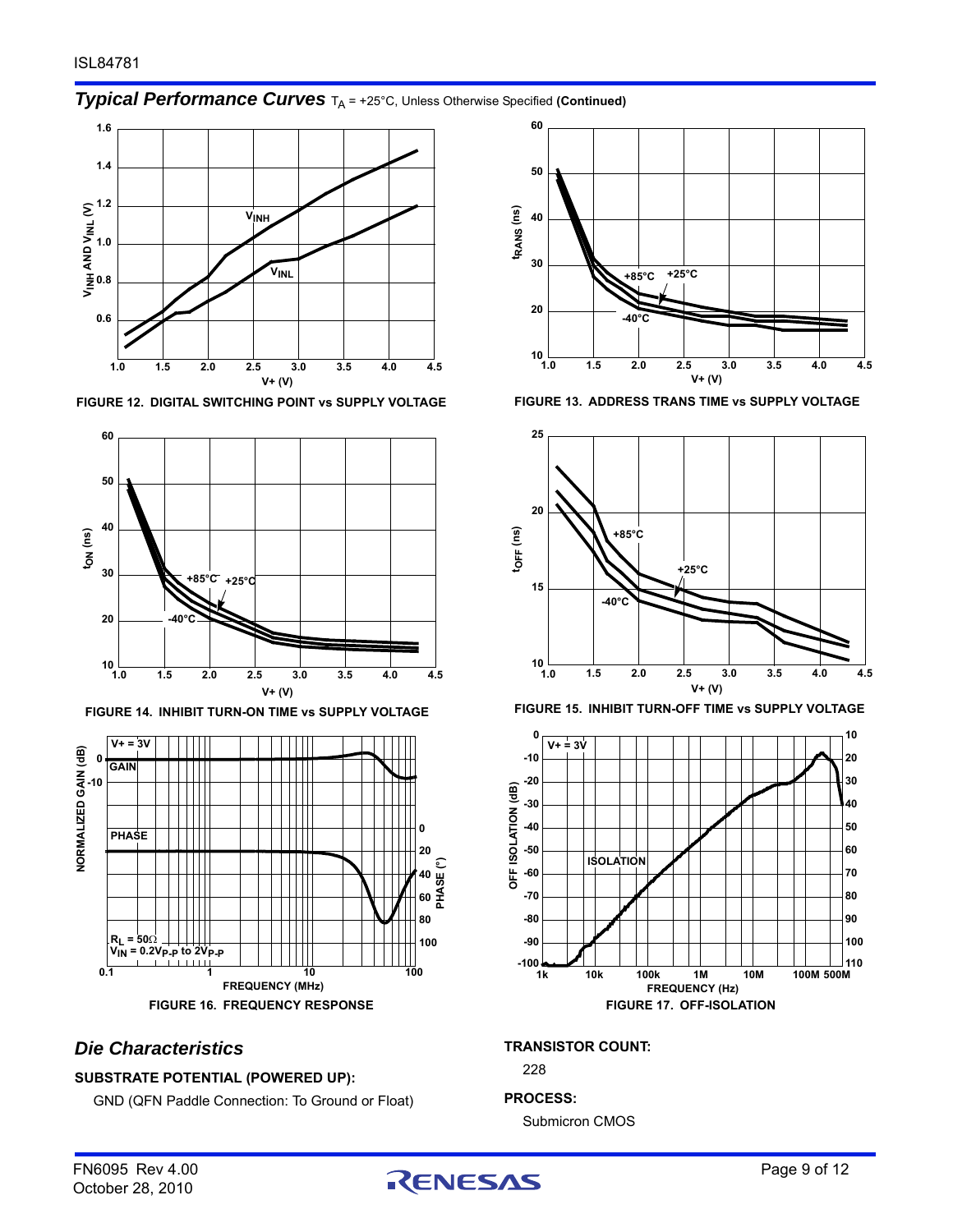## *Typical Performance Curves* $T_A$ = +25°C, Unless Otherwise Specified (Continued)

FIGURE 12. DIGITAL SWITCHING POINT vs SUPPLY VOLTAGE

FIGURE 13. ADDRESS TRANS TIME vs SUPPLY VOLTAGE

FIGURE 14. INHIBIT TURN-ON TIME vs SUPPLY VOLTAGE

FIGURE 15. INHIBIT TURN-OFF TIME vs SUPPLY VOLTAGE

FIGURE 16. FREQUENCY RESPONSE

FIGURE 17. OFF-ISOLATION

## *Die Characteristics*

**SUBSTRATE POTENTIAL (POWERED UP):**

GND (QFN Paddle Connection: To Ground or Float)

**TRANSISTOR COUNT:**

228

**PROCESS:**

Submicron CMOS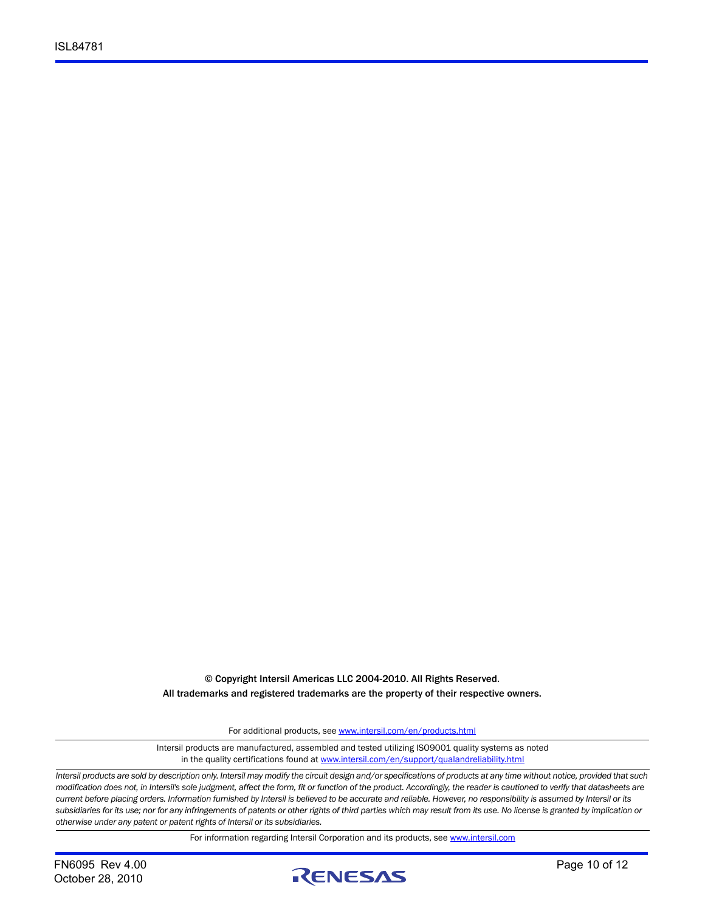**© Copyright Intersil Americas LLC 2004-2010. All Rights Reserved.**
**All trademarks and registered trademarks are the property of their respective owners.**

For additional products, see www.intersil.com/en/products.html

Intersil products are manufactured, assembled and tested utilizing ISO9001 quality systems as noted in the quality certifications found at www.intersil.com/en/support/qualandreliability.html

*Intersil products are sold by description only. Intersil may modify the circuit design and/or specifications of products at any time without notice, provided that such modification does not, in Intersil's sole judgment, affect the form, fit or function of the product. Accordingly, the reader is cautioned to verify that datasheets are current before placing orders. Information furnished by Intersil is believed to be accurate and reliable. However, no responsibility is assumed by Intersil or its subsidiaries for its use; nor for any infringements of patents or other rights of third parties which may result from its use. No license is granted by implication or otherwise under any patent or patent rights of Intersil or its subsidiaries.*

For information regarding Intersil Corporation and its products, see www.intersil.com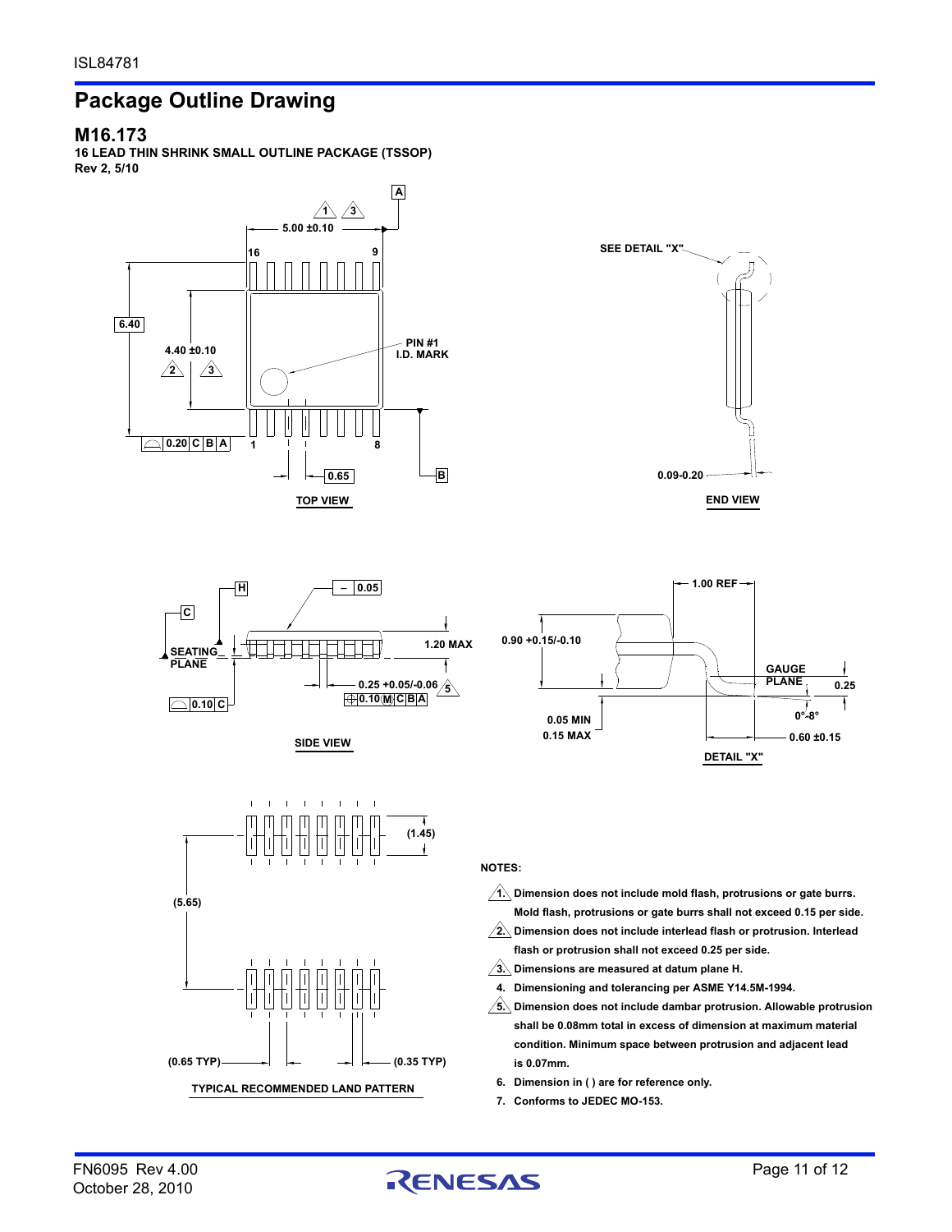# Package Outline Drawing

## M16.173

**16 LEAD THIN SHRINK SMALL OUTLINE PACKAGE (TSSOP)**
**Rev 2, 5/10**

TOP VIEW

END VIEW

SIDE VIEW

DETAIL "X"

TYPICAL RECOMMENDED LAND PATTERN

**NOTES:**

1. Dimension does not include mold flash, protrusions or gate burrs. Mold flash, protrusions or gate burrs shall not exceed 0.15 per side.
2. Dimension does not include interlead flash or protrusion. Interlead flash or protrusion shall not exceed 0.25 per side.
3. Dimensions are measured at datum plane H.
4. Dimensioning and tolerancing per ASME Y14.5M-1994.
5. Dimension does not include dambar protrusion. Allowable protrusion shall be 0.08mm total in excess of dimension at maximum material condition. Minimum space between protrusion and adjacent lead is 0.07mm.
6. Dimension in ( ) are for reference only.
7. Conforms to JEDEC MO-153.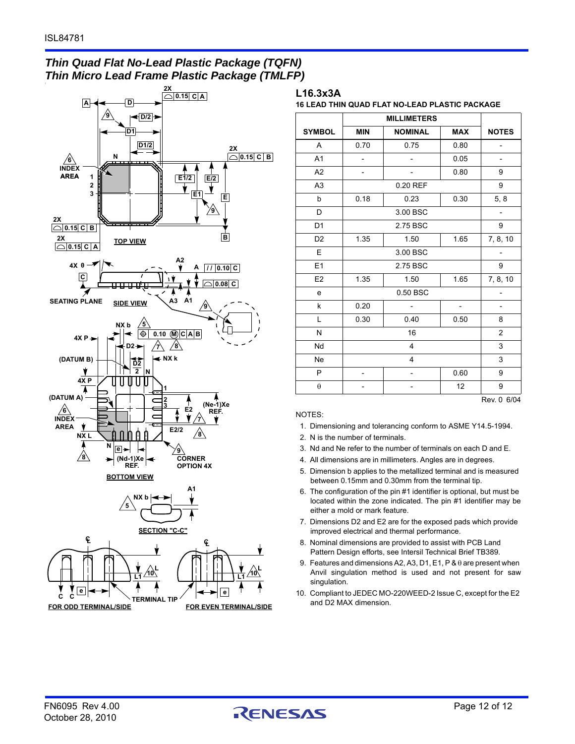## *Thin Quad Flat No-Lead Plastic Package (TQFN)*
## *Thin Micro Lead Frame Plastic Package (TMLFP)*

TOP VIEW

SIDE VIEW

BOTTOM VIEW

SECTION "C-C"

FOR ODD TERMINAL/SIDE

FOR EVEN TERMINAL/SIDE

### L16.3x3A

**16 LEAD THIN QUAD FLAT NO-LEAD PLASTIC PACKAGE**

| SYMBOL | MILLIMETERS | | | NOTES |
|---|---|---|---|---|
| | MIN | NOMINAL | MAX | |
| A | 0.70 | 0.75 | 0.80 | - |
| A1 | - | - | 0.05 | - |
| A2 | - | - | 0.80 | 9 |
| A3 | | 0.20 REF | | 9 |
| b | 0.18 | 0.23 | 0.30 | 5, 8 |
| D | | 3.00 BSC | | - |
| D1 | | 2.75 BSC | | 9 |
| D2 | 1.35 | 1.50 | 1.65 | 7, 8, 10 |
| E | | 3.00 BSC | | - |
| E1 | | 2.75 BSC | | 9 |
| E2 | 1.35 | 1.50 | 1.65 | 7, 8, 10 |
| e | | 0.50 BSC | | - |
| k | 0.20 | - | - | - |
| L | 0.30 | 0.40 | 0.50 | 8 |
| N | | 16 | | 2 |
| Nd | | 4 | | 3 |
| Ne | | 4 | | 3 |
| P | - | - | 0.60 | 9 |
| θ | - | - | 12 | 9 |

Rev. 0 6/04

NOTES:

1. Dimensioning and tolerancing conform to ASME Y14.5-1994.
2. N is the number of terminals.
3. Nd and Ne refer to the number of terminals on each D and E.
4. All dimensions are in millimeters. Angles are in degrees.
5. Dimension b applies to the metallized terminal and is measured between 0.15mm and 0.30mm from the terminal tip.
6. The configuration of the pin #1 identifier is optional, but must be located within the zone indicated. The pin #1 identifier may be either a mold or mark feature.
7. Dimensions D2 and E2 are for the exposed pads which provide improved electrical and thermal performance.
8. Nominal dimensions are provided to assist with PCB Land Pattern Design efforts, see Intersil Technical Brief TB389.
9. Features and dimensions A2, A3, D1, E1, P & θ are present when Anvil singulation method is used and not present for saw singulation.
10. Compliant to JEDEC MO-220WEED-2 Issue C, except for the E2 and D2 MAX dimension.